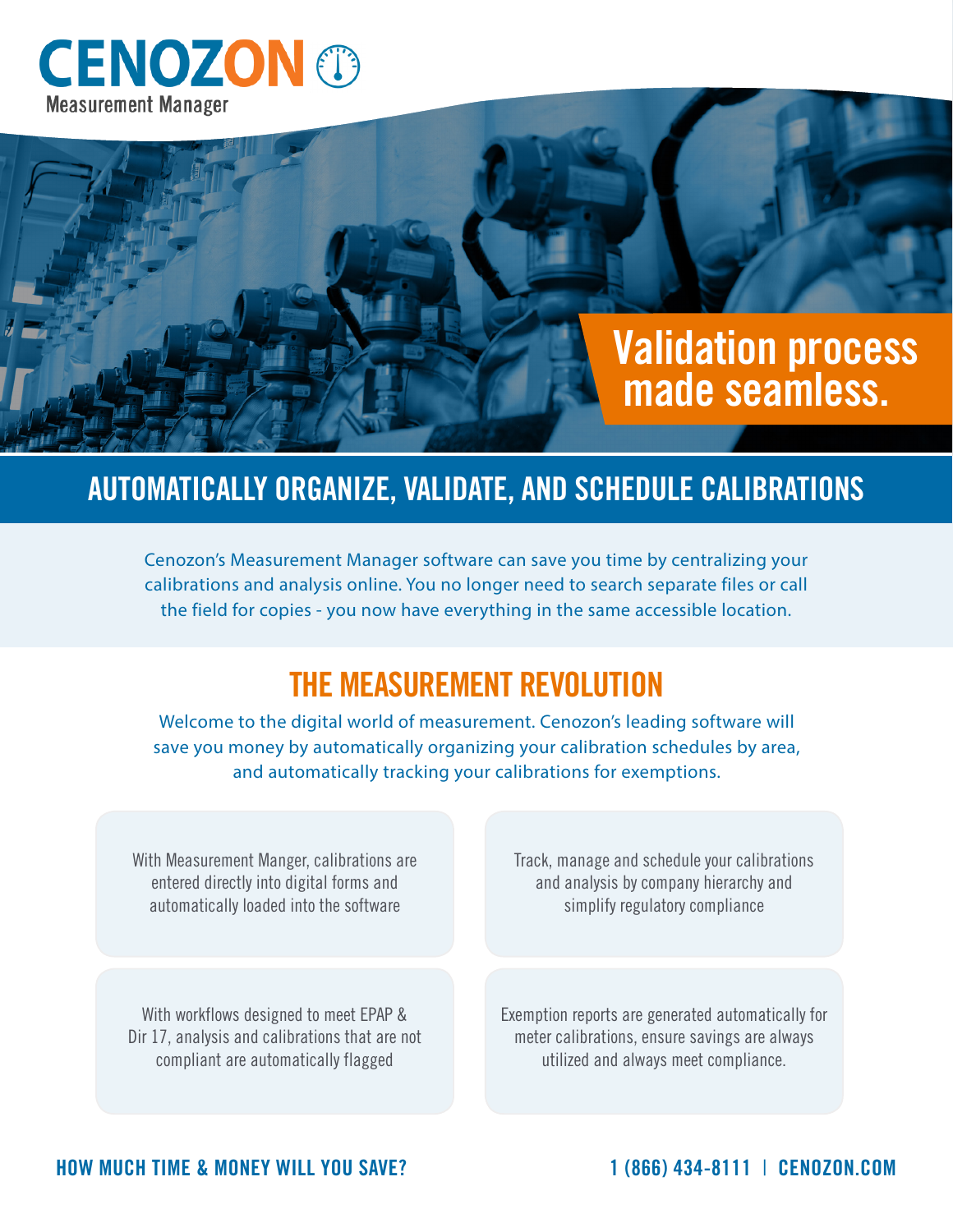# CENOZON

Measurement Manager

## Validation process made seamless.

## AUTOMATICALLY ORGANIZE, VALIDATE, AND SCHEDULE CALIBRATIONS

Cenozon's Measurement Manager software can save you time by centralizing your calibrations and analysis online. You no longer need to search separate files or call the field for copies - you now have everything in the same accessible location.

## THE MEASUREMENT REVOLUTION

Welcome to the digital world of measurement. Cenozon's leading software will save you money by automatically organizing your calibration schedules by area, and automatically tracking your calibrations for exemptions.

With Measurement Manger, calibrations are entered directly into digital forms and automatically loaded into the software

Track, manage and schedule your calibrations and analysis by company hierarchy and simplify regulatory compliance

With workflows designed to meet EPAP & Dir 17, analysis and calibrations that are not compliant are automatically flagged

Exemption reports are generated automatically for meter calibrations, ensure savings are always utilized and always meet compliance.

**HOW MUCH TIME & MONEY WILL YOU SAVE?**

**1 (866) 434-8111 | CENOZON.COM**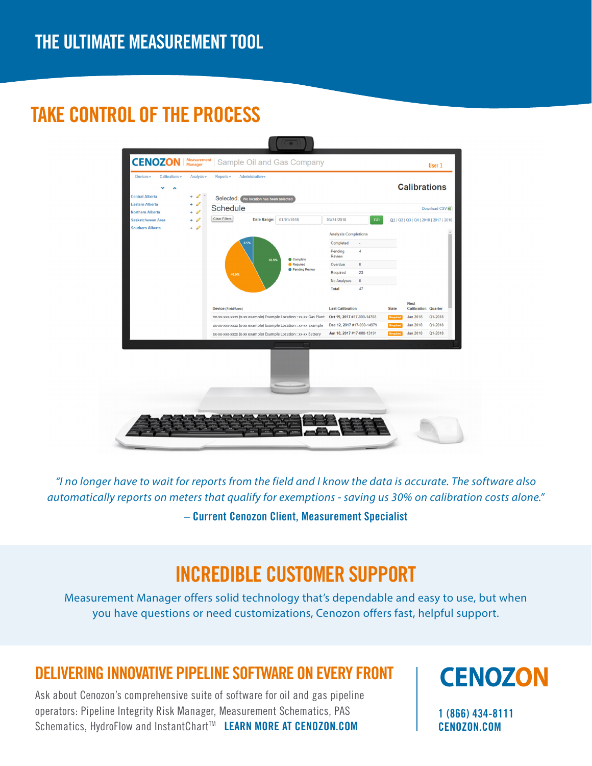# THE ULTIMATE MEASUREMENT TOOL

## TAKE CONTROL OF THE PROCESS

*"I no longer have to wait for reports from the field and I know the data is accurate. The software also automatically reports on meters that qualify for exemptions - saving us 30% on calibration costs alone."*

**– Current Cenozon Client, Measurement Specialist**

## INCREDIBLE CUSTOMER SUPPORT

Measurement Manager offers solid technology that's dependable and easy to use, but when you have questions or need customizations, Cenozon offers fast, helpful support.

## DELIVERING INNOVATIVE PIPELINE SOFTWARE ON EVERY FRONT

Ask about Cenozon's comprehensive suite of software for oil and gas pipeline operators: Pipeline Integrity Risk Manager, Measurement Schematics, PAS Schematics, HydroFlow and InstantChart™ **LEARN MORE AT CENOZON.COM**

**CENOZON**

**1 (866) 434-8111**
**CENOZON.COM**